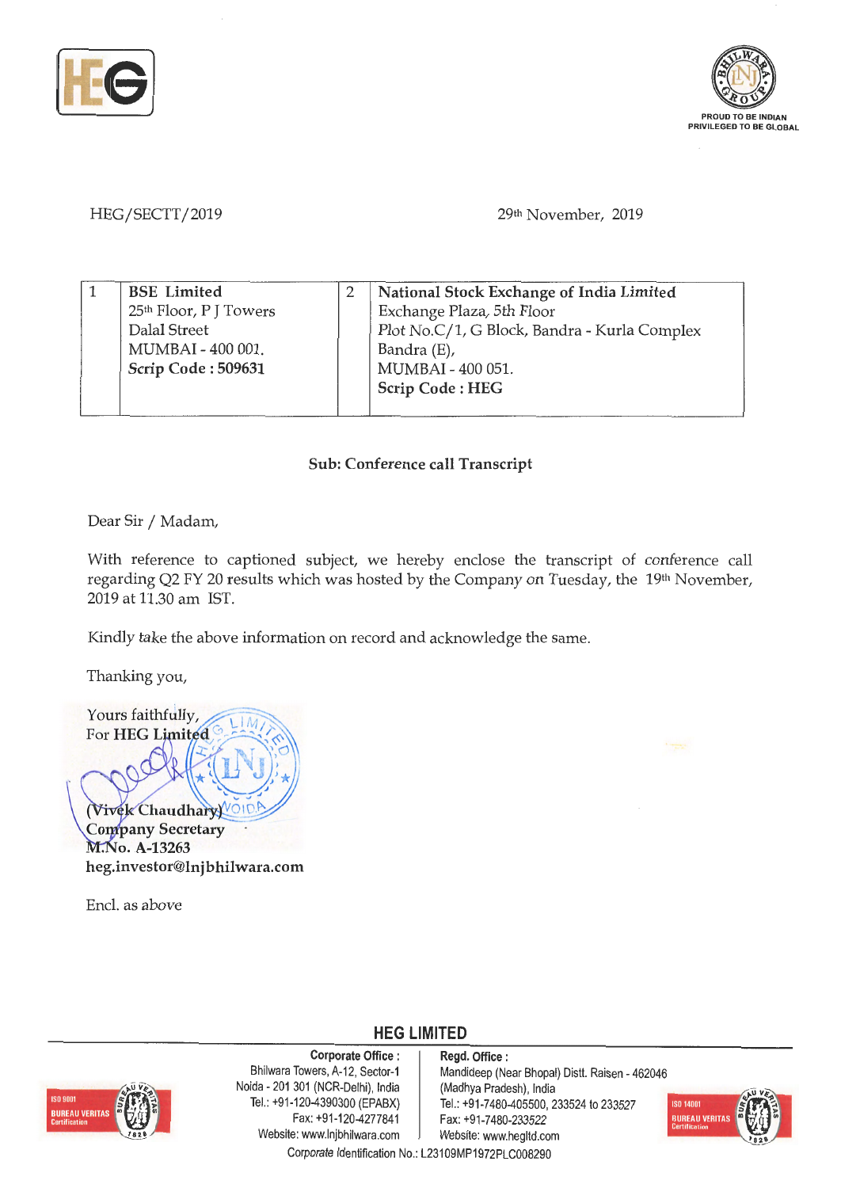HEG/SECTT/2019

29th November, 2019

| 1 | **BSE Limited**<br>25th Floor, P J Towers<br>Dalal Street<br>MUMBAI - 400 001.<br>**Scrip Code : 509631** | 2 | **National Stock Exchange of India Limited**<br>Exchange Plaza, 5th Floor<br>Plot No.C/1, G Block, Bandra - Kurla Complex<br>Bandra (E),<br>MUMBAI - 400 051.<br>**Scrip Code : HEG** |
|---|---|---|---|

**Sub: Conference call Transcript**

Dear Sir / Madam,

With reference to captioned subject, we hereby enclose the transcript of conference call regarding Q2 FY 20 results which was hosted by the Company on Tuesday, the 19th November, 2019 at 11.30 am IST.

Kindly take the above information on record and acknowledge the same.

Thanking you,

Yours faithfully,
For **HEG Limited**

**(Vivek Chaudhary)**
**Company Secretary**
**M.No. A-13263**
**heg.investor@lnjbhilwara.com**

Encl. as above

**HEG LIMITED**

**Corporate Office :**
Bhilwara Towers, A-12, Sector-1
Noida - 201 301 (NCR-Delhi), India
Tel.: +91-120-4390300 (EPABX)
Fax: +91-120-4277841
Website: www.lnjbhilwara.com

**Regd. Office :**
Mandideep (Near Bhopal) Distt. Raisen - 462046
(Madhya Pradesh), India
Tel.: +91-7480-405500, 233524 to 233527
Fax: +91-7480-233522
Website: www.hegltd.com

Corporate Identification No.: L23109MP1972PLC008290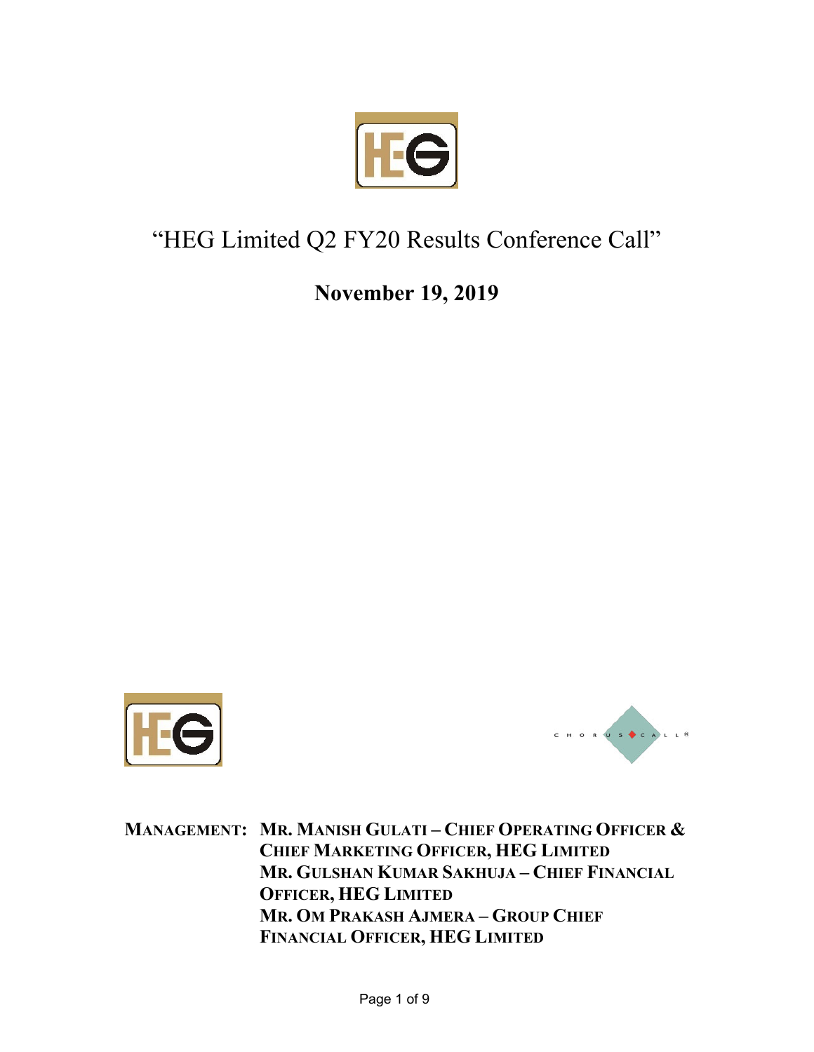# "HEG Limited Q2 FY20 Results Conference Call"

## November 19, 2019

**MANAGEMENT: MR. MANISH GULATI – CHIEF OPERATING OFFICER & CHIEF MARKETING OFFICER, HEG LIMITED**
**MR. GULSHAN KUMAR SAKHUJA – CHIEF FINANCIAL OFFICER, HEG LIMITED**
**MR. OM PRAKASH AJMERA – GROUP CHIEF FINANCIAL OFFICER, HEG LIMITED**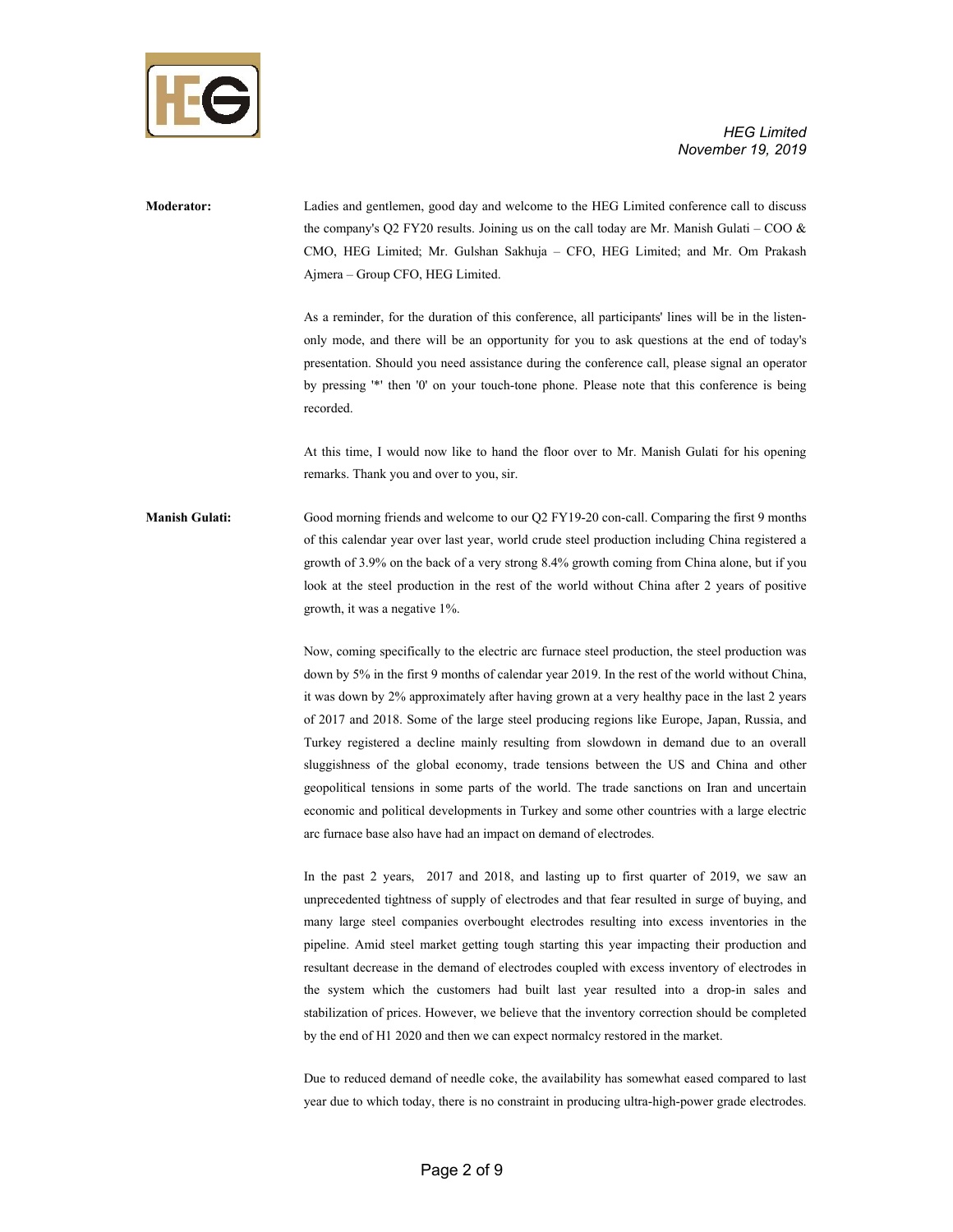**Moderator:** Ladies and gentlemen, good day and welcome to the HEG Limited conference call to discuss the company's Q2 FY20 results. Joining us on the call today are Mr. Manish Gulati – COO & CMO, HEG Limited; Mr. Gulshan Sakhuja – CFO, HEG Limited; and Mr. Om Prakash Ajmera – Group CFO, HEG Limited.

As a reminder, for the duration of this conference, all participants' lines will be in the listen-only mode, and there will be an opportunity for you to ask questions at the end of today's presentation. Should you need assistance during the conference call, please signal an operator by pressing '*' then '0' on your touch-tone phone. Please note that this conference is being recorded.

At this time, I would now like to hand the floor over to Mr. Manish Gulati for his opening remarks. Thank you and over to you, sir.

**Manish Gulati:** Good morning friends and welcome to our Q2 FY19-20 con-call. Comparing the first 9 months of this calendar year over last year, world crude steel production including China registered a growth of 3.9% on the back of a very strong 8.4% growth coming from China alone, but if you look at the steel production in the rest of the world without China after 2 years of positive growth, it was a negative 1%.

Now, coming specifically to the electric arc furnace steel production, the steel production was down by 5% in the first 9 months of calendar year 2019. In the rest of the world without China, it was down by 2% approximately after having grown at a very healthy pace in the last 2 years of 2017 and 2018. Some of the large steel producing regions like Europe, Japan, Russia, and Turkey registered a decline mainly resulting from slowdown in demand due to an overall sluggishness of the global economy, trade tensions between the US and China and other geopolitical tensions in some parts of the world. The trade sanctions on Iran and uncertain economic and political developments in Turkey and some other countries with a large electric arc furnace base also have had an impact on demand of electrodes.

In the past 2 years, 2017 and 2018, and lasting up to first quarter of 2019, we saw an unprecedented tightness of supply of electrodes and that fear resulted in surge of buying, and many large steel companies overbought electrodes resulting into excess inventories in the pipeline. Amid steel market getting tough starting this year impacting their production and resultant decrease in the demand of electrodes coupled with excess inventory of electrodes in the system which the customers had built last year resulted into a drop-in sales and stabilization of prices. However, we believe that the inventory correction should be completed by the end of H1 2020 and then we can expect normalcy restored in the market.

Due to reduced demand of needle coke, the availability has somewhat eased compared to last year due to which today, there is no constraint in producing ultra-high-power grade electrodes.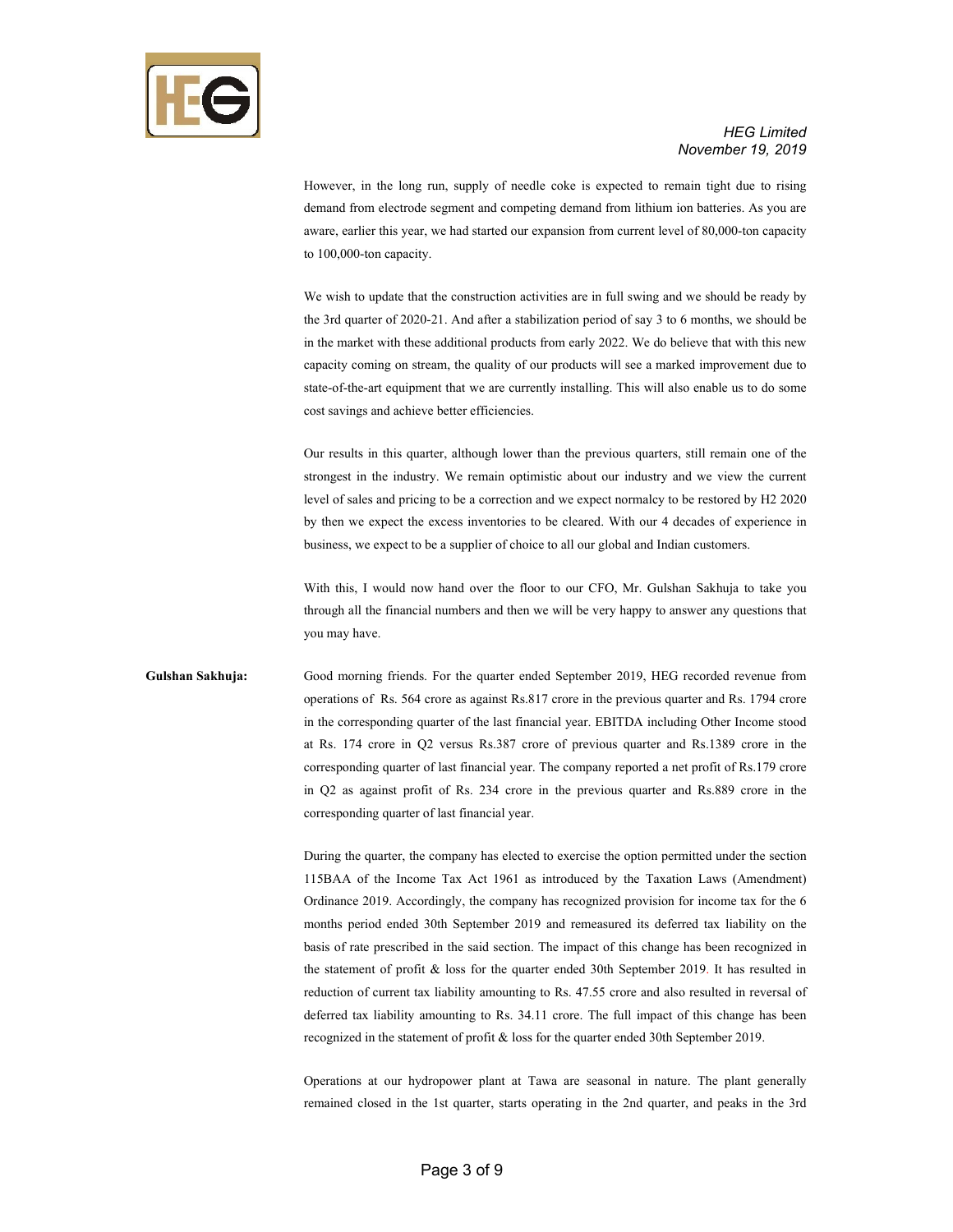However, in the long run, supply of needle coke is expected to remain tight due to rising demand from electrode segment and competing demand from lithium ion batteries. As you are aware, earlier this year, we had started our expansion from current level of 80,000-ton capacity to 100,000-ton capacity.

We wish to update that the construction activities are in full swing and we should be ready by the 3rd quarter of 2020-21. And after a stabilization period of say 3 to 6 months, we should be in the market with these additional products from early 2022. We do believe that with this new capacity coming on stream, the quality of our products will see a marked improvement due to state-of-the-art equipment that we are currently installing. This will also enable us to do some cost savings and achieve better efficiencies.

Our results in this quarter, although lower than the previous quarters, still remain one of the strongest in the industry. We remain optimistic about our industry and we view the current level of sales and pricing to be a correction and we expect normalcy to be restored by H2 2020 by then we expect the excess inventories to be cleared. With our 4 decades of experience in business, we expect to be a supplier of choice to all our global and Indian customers.

With this, I would now hand over the floor to our CFO, Mr. Gulshan Sakhuja to take you through all the financial numbers and then we will be very happy to answer any questions that you may have.

**Gulshan Sakhuja:** Good morning friends. For the quarter ended September 2019, HEG recorded revenue from operations of Rs. 564 crore as against Rs.817 crore in the previous quarter and Rs. 1794 crore in the corresponding quarter of the last financial year. EBITDA including Other Income stood at Rs. 174 crore in Q2 versus Rs.387 crore of previous quarter and Rs.1389 crore in the corresponding quarter of last financial year. The company reported a net profit of Rs.179 crore in Q2 as against profit of Rs. 234 crore in the previous quarter and Rs.889 crore in the corresponding quarter of last financial year.

During the quarter, the company has elected to exercise the option permitted under the section 115BAA of the Income Tax Act 1961 as introduced by the Taxation Laws (Amendment) Ordinance 2019. Accordingly, the company has recognized provision for income tax for the 6 months period ended 30th September 2019 and remeasured its deferred tax liability on the basis of rate prescribed in the said section. The impact of this change has been recognized in the statement of profit & loss for the quarter ended 30th September 2019. It has resulted in reduction of current tax liability amounting to Rs. 47.55 crore and also resulted in reversal of deferred tax liability amounting to Rs. 34.11 crore. The full impact of this change has been recognized in the statement of profit & loss for the quarter ended 30th September 2019.

Operations at our hydropower plant at Tawa are seasonal in nature. The plant generally remained closed in the 1st quarter, starts operating in the 2nd quarter, and peaks in the 3rd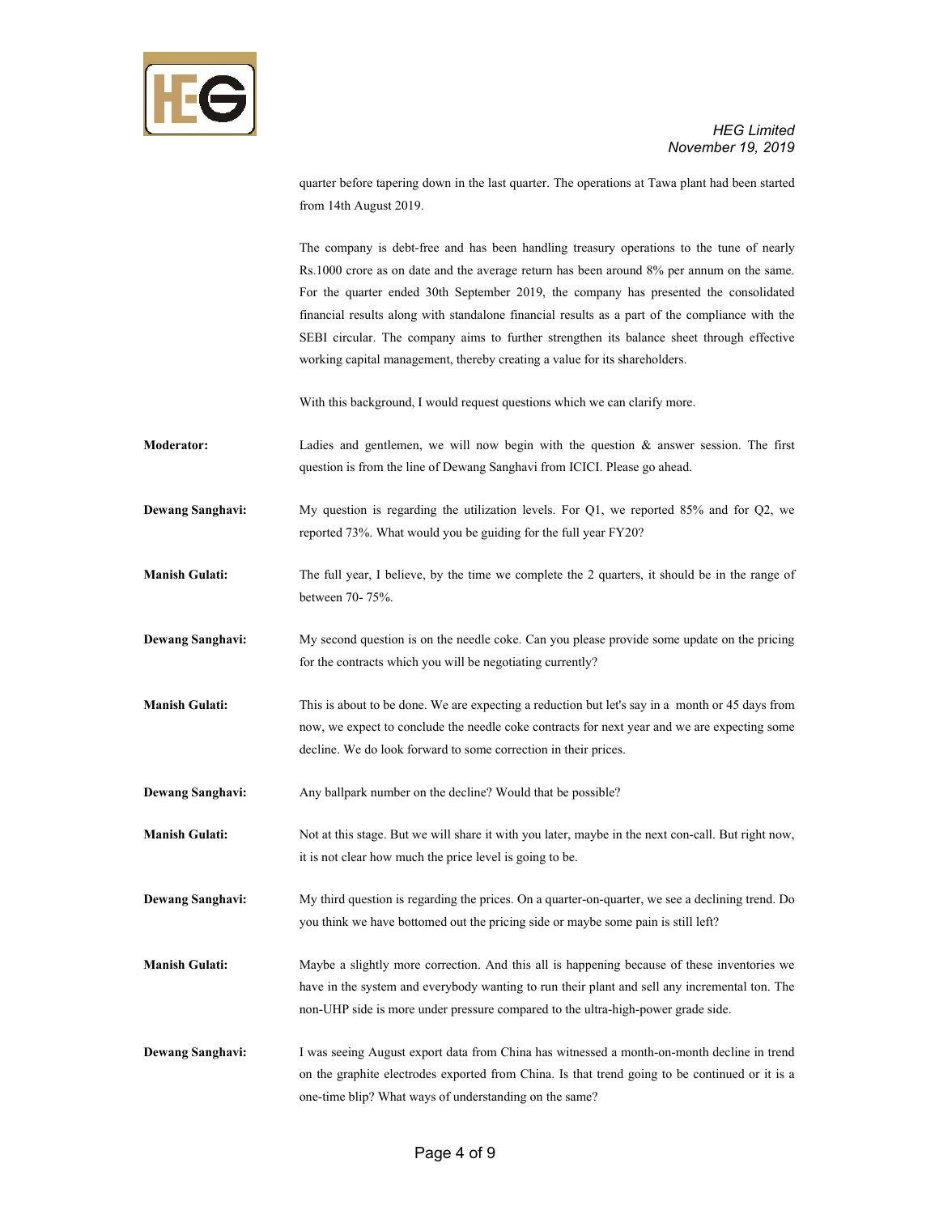quarter before tapering down in the last quarter. The operations at Tawa plant had been started from 14th August 2019.

The company is debt-free and has been handling treasury operations to the tune of nearly Rs.1000 crore as on date and the average return has been around 8% per annum on the same. For the quarter ended 30th September 2019, the company has presented the consolidated financial results along with standalone financial results as a part of the compliance with the SEBI circular. The company aims to further strengthen its balance sheet through effective working capital management, thereby creating a value for its shareholders.

With this background, I would request questions which we can clarify more.

**Moderator:** Ladies and gentlemen, we will now begin with the question & answer session. The first question is from the line of Dewang Sanghavi from ICICI. Please go ahead.

**Dewang Sanghavi:** My question is regarding the utilization levels. For Q1, we reported 85% and for Q2, we reported 73%. What would you be guiding for the full year FY20?

**Manish Gulati:** The full year, I believe, by the time we complete the 2 quarters, it should be in the range of between 70- 75%.

**Dewang Sanghavi:** My second question is on the needle coke. Can you please provide some update on the pricing for the contracts which you will be negotiating currently?

**Manish Gulati:** This is about to be done. We are expecting a reduction but let's say in a month or 45 days from now, we expect to conclude the needle coke contracts for next year and we are expecting some decline. We do look forward to some correction in their prices.

**Dewang Sanghavi:** Any ballpark number on the decline? Would that be possible?

**Manish Gulati:** Not at this stage. But we will share it with you later, maybe in the next con-call. But right now, it is not clear how much the price level is going to be.

**Dewang Sanghavi:** My third question is regarding the prices. On a quarter-on-quarter, we see a declining trend. Do you think we have bottomed out the pricing side or maybe some pain is still left?

**Manish Gulati:** Maybe a slightly more correction. And this all is happening because of these inventories we have in the system and everybody wanting to run their plant and sell any incremental ton. The non-UHP side is more under pressure compared to the ultra-high-power grade side.

**Dewang Sanghavi:** I was seeing August export data from China has witnessed a month-on-month decline in trend on the graphite electrodes exported from China. Is that trend going to be continued or it is a one-time blip? What ways of understanding on the same?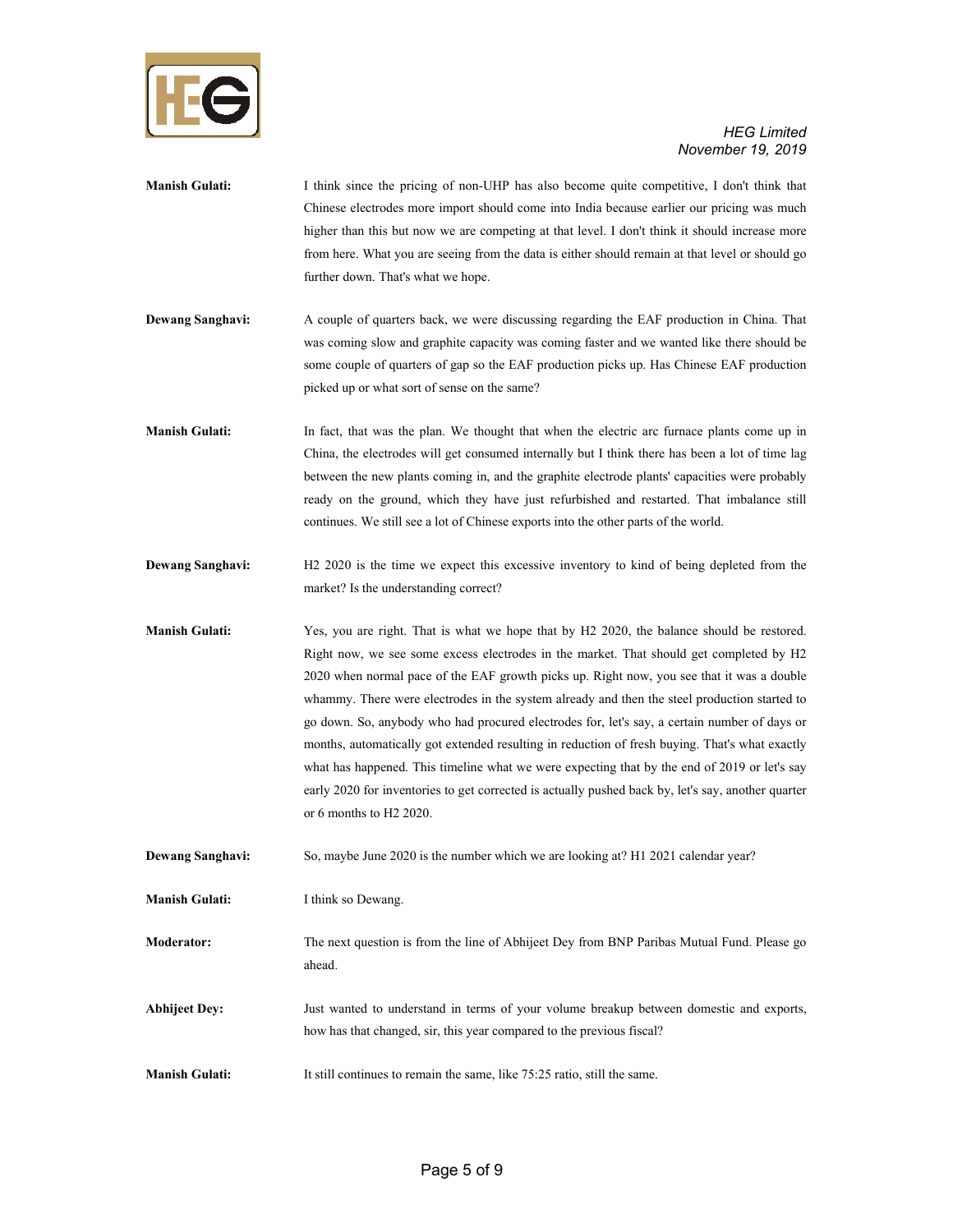**Manish Gulati:** I think since the pricing of non-UHP has also become quite competitive, I don't think that Chinese electrodes more import should come into India because earlier our pricing was much higher than this but now we are competing at that level. I don't think it should increase more from here. What you are seeing from the data is either should remain at that level or should go further down. That's what we hope.

**Dewang Sanghavi:** A couple of quarters back, we were discussing regarding the EAF production in China. That was coming slow and graphite capacity was coming faster and we wanted like there should be some couple of quarters of gap so the EAF production picks up. Has Chinese EAF production picked up or what sort of sense on the same?

**Manish Gulati:** In fact, that was the plan. We thought that when the electric arc furnace plants come up in China, the electrodes will get consumed internally but I think there has been a lot of time lag between the new plants coming in, and the graphite electrode plants' capacities were probably ready on the ground, which they have just refurbished and restarted. That imbalance still continues. We still see a lot of Chinese exports into the other parts of the world.

**Dewang Sanghavi:** H2 2020 is the time we expect this excessive inventory to kind of being depleted from the market? Is the understanding correct?

**Manish Gulati:** Yes, you are right. That is what we hope that by H2 2020, the balance should be restored. Right now, we see some excess electrodes in the market. That should get completed by H2 2020 when normal pace of the EAF growth picks up. Right now, you see that it was a double whammy. There were electrodes in the system already and then the steel production started to go down. So, anybody who had procured electrodes for, let's say, a certain number of days or months, automatically got extended resulting in reduction of fresh buying. That's what exactly what has happened. This timeline what we were expecting that by the end of 2019 or let's say early 2020 for inventories to get corrected is actually pushed back by, let's say, another quarter or 6 months to H2 2020.

**Dewang Sanghavi:** So, maybe June 2020 is the number which we are looking at? H1 2021 calendar year?

**Manish Gulati:** I think so Dewang.

**Moderator:** The next question is from the line of Abhijeet Dey from BNP Paribas Mutual Fund. Please go ahead.

**Abhijeet Dey:** Just wanted to understand in terms of your volume breakup between domestic and exports, how has that changed, sir, this year compared to the previous fiscal?

**Manish Gulati:** It still continues to remain the same, like 75:25 ratio, still the same.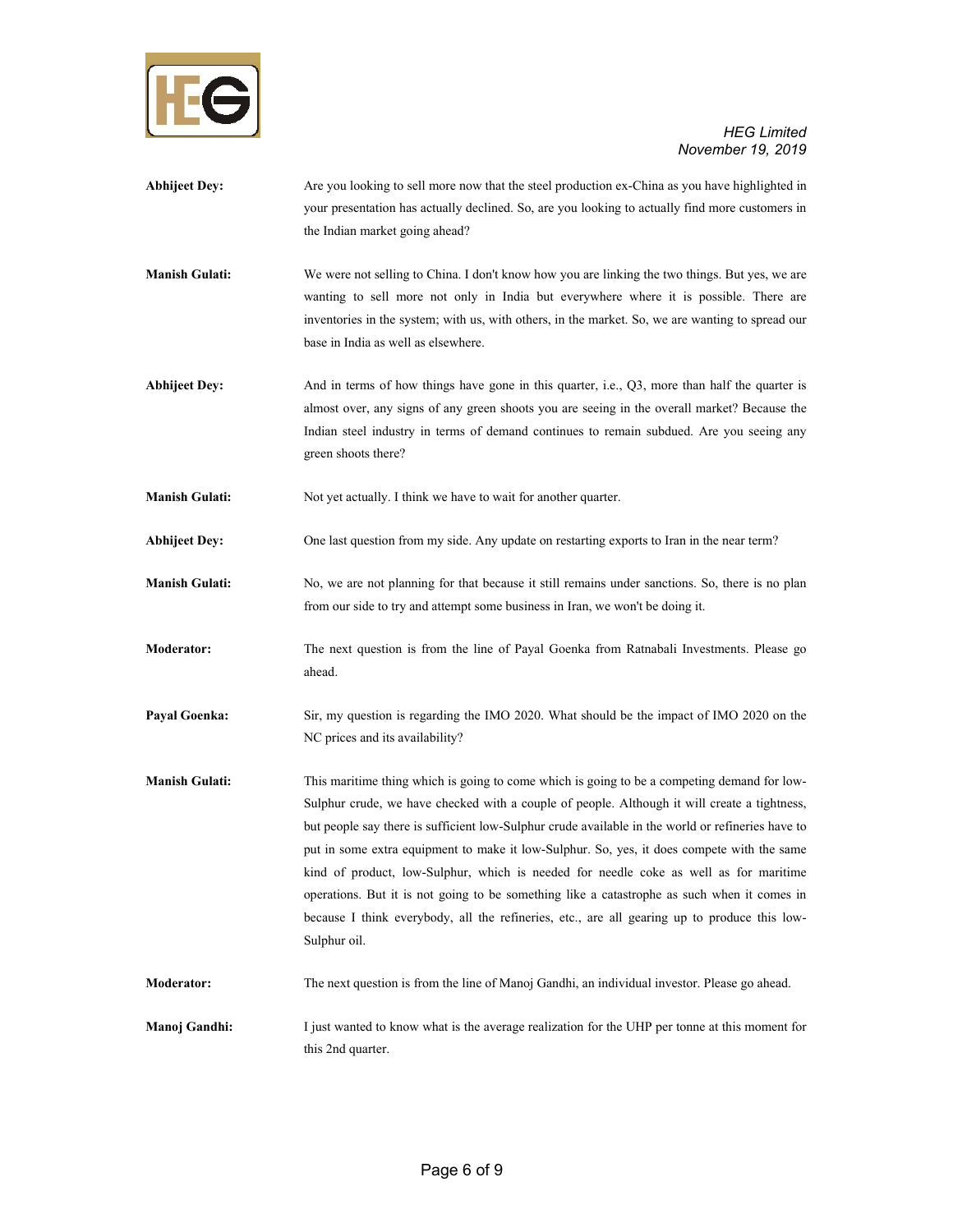**Abhijeet Dey:** Are you looking to sell more now that the steel production ex-China as you have highlighted in your presentation has actually declined. So, are you looking to actually find more customers in the Indian market going ahead?

**Manish Gulati:** We were not selling to China. I don't know how you are linking the two things. But yes, we are wanting to sell more not only in India but everywhere where it is possible. There are inventories in the system; with us, with others, in the market. So, we are wanting to spread our base in India as well as elsewhere.

**Abhijeet Dey:** And in terms of how things have gone in this quarter, i.e., Q3, more than half the quarter is almost over, any signs of any green shoots you are seeing in the overall market? Because the Indian steel industry in terms of demand continues to remain subdued. Are you seeing any green shoots there?

**Manish Gulati:** Not yet actually. I think we have to wait for another quarter.

**Abhijeet Dey:** One last question from my side. Any update on restarting exports to Iran in the near term?

**Manish Gulati:** No, we are not planning for that because it still remains under sanctions. So, there is no plan from our side to try and attempt some business in Iran, we won't be doing it.

**Moderator:** The next question is from the line of Payal Goenka from Ratnabali Investments. Please go ahead.

**Payal Goenka:** Sir, my question is regarding the IMO 2020. What should be the impact of IMO 2020 on the NC prices and its availability?

**Manish Gulati:** This maritime thing which is going to come which is going to be a competing demand for low-Sulphur crude, we have checked with a couple of people. Although it will create a tightness, but people say there is sufficient low-Sulphur crude available in the world or refineries have to put in some extra equipment to make it low-Sulphur. So, yes, it does compete with the same kind of product, low-Sulphur, which is needed for needle coke as well as for maritime operations. But it is not going to be something like a catastrophe as such when it comes in because I think everybody, all the refineries, etc., are all gearing up to produce this low-Sulphur oil.

**Moderator:** The next question is from the line of Manoj Gandhi, an individual investor. Please go ahead.

**Manoj Gandhi:** I just wanted to know what is the average realization for the UHP per tonne at this moment for this 2nd quarter.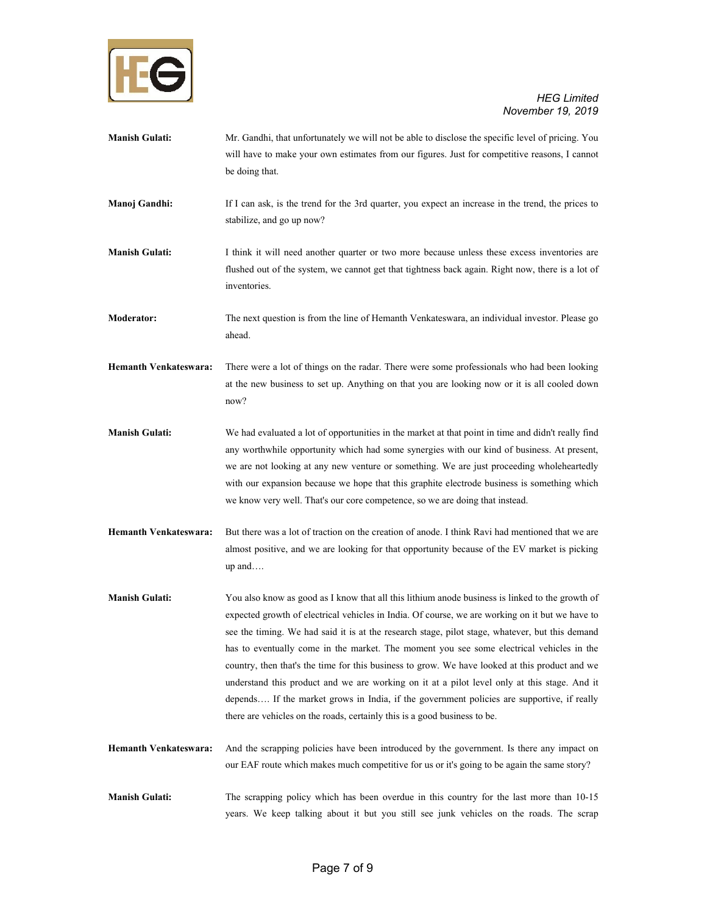**Manish Gulati:** Mr. Gandhi, that unfortunately we will not be able to disclose the specific level of pricing. You will have to make your own estimates from our figures. Just for competitive reasons, I cannot be doing that.

**Manoj Gandhi:** If I can ask, is the trend for the 3rd quarter, you expect an increase in the trend, the prices to stabilize, and go up now?

**Manish Gulati:** I think it will need another quarter or two more because unless these excess inventories are flushed out of the system, we cannot get that tightness back again. Right now, there is a lot of inventories.

**Moderator:** The next question is from the line of Hemanth Venkateswara, an individual investor. Please go ahead.

**Hemanth Venkateswara:** There were a lot of things on the radar. There were some professionals who had been looking at the new business to set up. Anything on that you are looking now or it is all cooled down now?

**Manish Gulati:** We had evaluated a lot of opportunities in the market at that point in time and didn't really find any worthwhile opportunity which had some synergies with our kind of business. At present, we are not looking at any new venture or something. We are just proceeding wholeheartedly with our expansion because we hope that this graphite electrode business is something which we know very well. That's our core competence, so we are doing that instead.

**Hemanth Venkateswara:** But there was a lot of traction on the creation of anode. I think Ravi had mentioned that we are almost positive, and we are looking for that opportunity because of the EV market is picking up and….

**Manish Gulati:** You also know as good as I know that all this lithium anode business is linked to the growth of expected growth of electrical vehicles in India. Of course, we are working on it but we have to see the timing. We had said it is at the research stage, pilot stage, whatever, but this demand has to eventually come in the market. The moment you see some electrical vehicles in the country, then that's the time for this business to grow. We have looked at this product and we understand this product and we are working on it at a pilot level only at this stage. And it depends…. If the market grows in India, if the government policies are supportive, if really there are vehicles on the roads, certainly this is a good business to be.

**Hemanth Venkateswara:** And the scrapping policies have been introduced by the government. Is there any impact on our EAF route which makes much competitive for us or it's going to be again the same story?

**Manish Gulati:** The scrapping policy which has been overdue in this country for the last more than 10-15 years. We keep talking about it but you still see junk vehicles on the roads. The scrap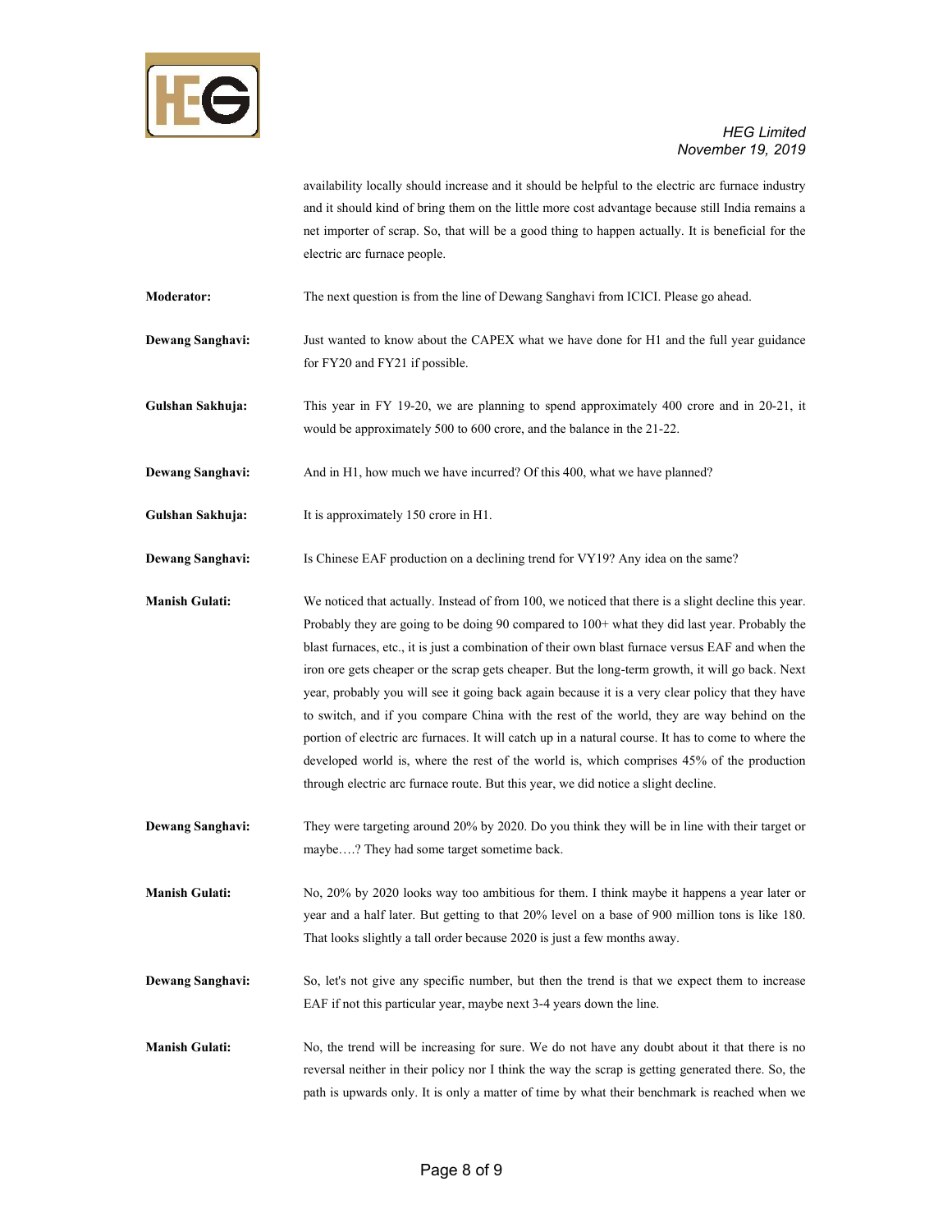availability locally should increase and it should be helpful to the electric arc furnace industry and it should kind of bring them on the little more cost advantage because still India remains a net importer of scrap. So, that will be a good thing to happen actually. It is beneficial for the electric arc furnace people.

**Moderator:** The next question is from the line of Dewang Sanghavi from ICICI. Please go ahead.

**Dewang Sanghavi:** Just wanted to know about the CAPEX what we have done for H1 and the full year guidance for FY20 and FY21 if possible.

**Gulshan Sakhuja:** This year in FY 19-20, we are planning to spend approximately 400 crore and in 20-21, it would be approximately 500 to 600 crore, and the balance in the 21-22.

**Dewang Sanghavi:** And in H1, how much we have incurred? Of this 400, what we have planned?

**Gulshan Sakhuja:** It is approximately 150 crore in H1.

**Dewang Sanghavi:** Is Chinese EAF production on a declining trend for VY19? Any idea on the same?

**Manish Gulati:** We noticed that actually. Instead of from 100, we noticed that there is a slight decline this year. Probably they are going to be doing 90 compared to 100+ what they did last year. Probably the blast furnaces, etc., it is just a combination of their own blast furnace versus EAF and when the iron ore gets cheaper or the scrap gets cheaper. But the long-term growth, it will go back. Next year, probably you will see it going back again because it is a very clear policy that they have to switch, and if you compare China with the rest of the world, they are way behind on the portion of electric arc furnaces. It will catch up in a natural course. It has to come to where the developed world is, where the rest of the world is, which comprises 45% of the production through electric arc furnace route. But this year, we did notice a slight decline.

**Dewang Sanghavi:** They were targeting around 20% by 2020. Do you think they will be in line with their target or maybe….? They had some target sometime back.

**Manish Gulati:** No, 20% by 2020 looks way too ambitious for them. I think maybe it happens a year later or year and a half later. But getting to that 20% level on a base of 900 million tons is like 180. That looks slightly a tall order because 2020 is just a few months away.

**Dewang Sanghavi:** So, let's not give any specific number, but then the trend is that we expect them to increase EAF if not this particular year, maybe next 3-4 years down the line.

**Manish Gulati:** No, the trend will be increasing for sure. We do not have any doubt about it that there is no reversal neither in their policy nor I think the way the scrap is getting generated there. So, the path is upwards only. It is only a matter of time by what their benchmark is reached when we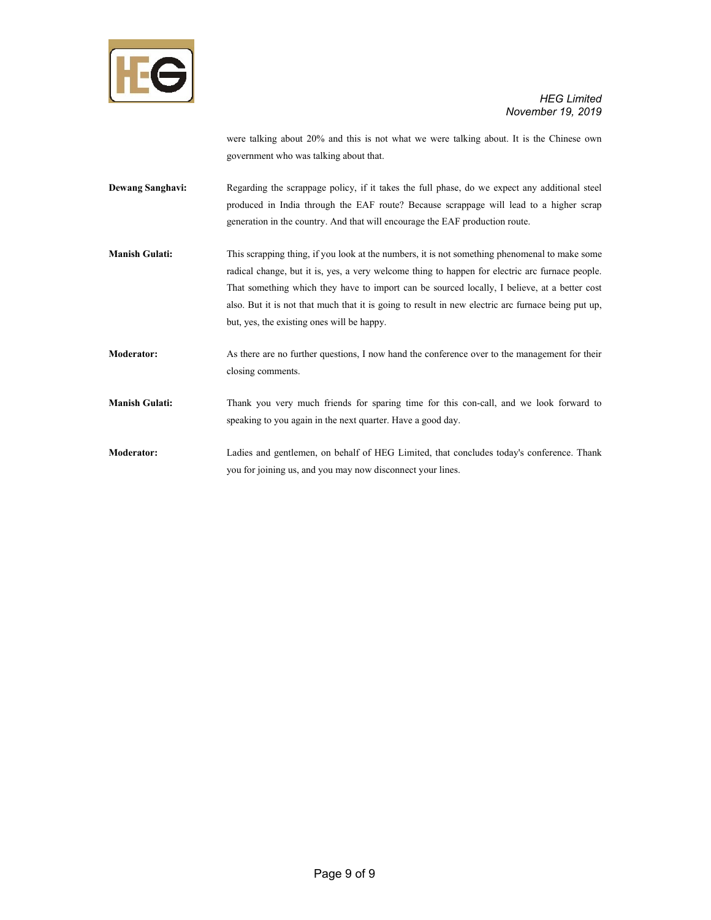were talking about 20% and this is not what we were talking about. It is the Chinese own government who was talking about that.

**Dewang Sanghavi:** Regarding the scrappage policy, if it takes the full phase, do we expect any additional steel produced in India through the EAF route? Because scrappage will lead to a higher scrap generation in the country. And that will encourage the EAF production route.

**Manish Gulati:** This scrapping thing, if you look at the numbers, it is not something phenomenal to make some radical change, but it is, yes, a very welcome thing to happen for electric arc furnace people. That something which they have to import can be sourced locally, I believe, at a better cost also. But it is not that much that it is going to result in new electric arc furnace being put up, but, yes, the existing ones will be happy.

**Moderator:** As there are no further questions, I now hand the conference over to the management for their closing comments.

**Manish Gulati:** Thank you very much friends for sparing time for this con-call, and we look forward to speaking to you again in the next quarter. Have a good day.

**Moderator:** Ladies and gentlemen, on behalf of HEG Limited, that concludes today's conference. Thank you for joining us, and you may now disconnect your lines.